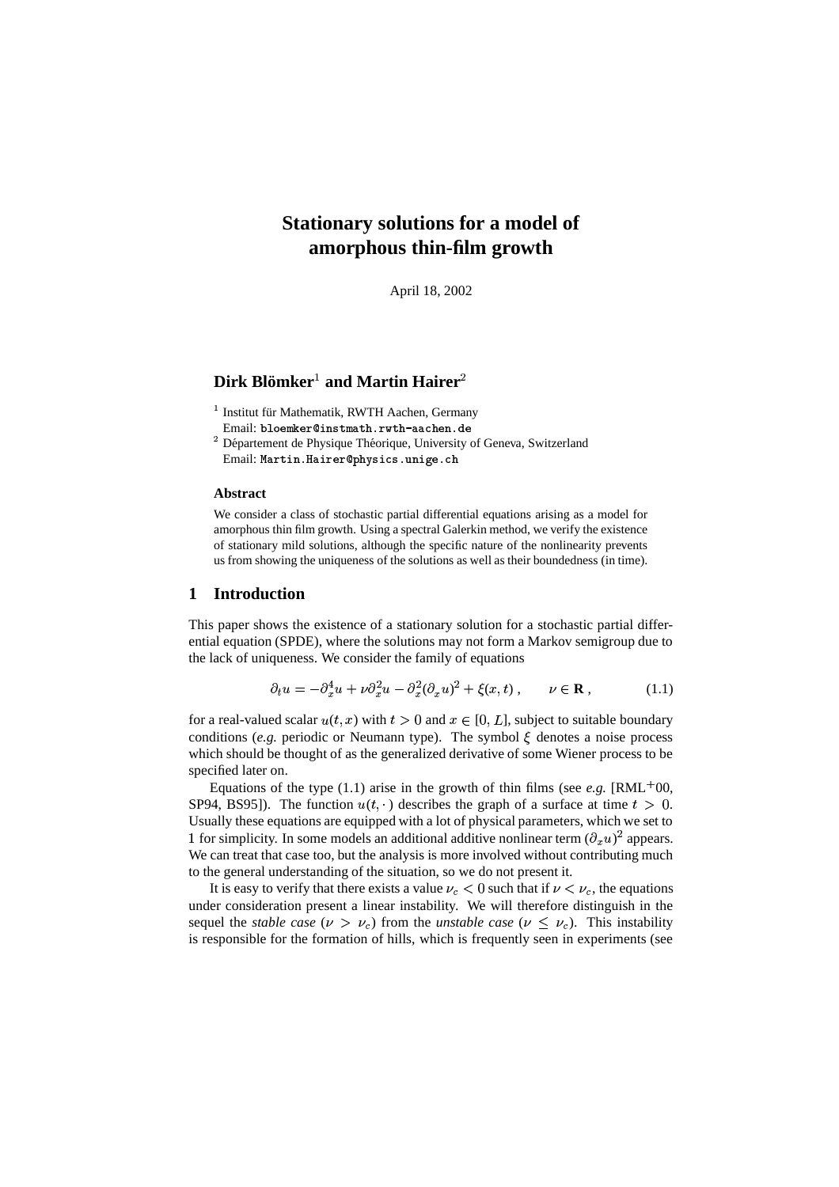# Stationary solutions for a model of amorphous thin-film growth

April 18, 2002

**Dirk Blömker**[1] **and Martin Hairer**[2]

[1] Institut für Mathematik, RWTH Aachen, Germany
Email: bloemker@instmath.rwth-aachen.de
[2] Département de Physique Théorique, University of Geneva, Switzerland
Email: Martin.Hairer@physics.unige.ch

**Abstract**

We consider a class of stochastic partial differential equations arising as a model for amorphous thin film growth. Using a spectral Galerkin method, we verify the existence of stationary mild solutions, although the specific nature of the nonlinearity prevents us from showing the uniqueness of the solutions as well as their boundedness (in time).

## 1 Introduction

This paper shows the existence of a stationary solution for a stochastic partial differential equation (SPDE), where the solutions may not form a Markov semigroup due to the lack of uniqueness. We consider the family of equations

$$\partial_t u = -\partial_x^4 u + \nu \partial_x^2 u - \partial_x^2 (\partial_x u)^2 + \xi(x,t) \;, \qquad \nu \in \mathbf{R} \;, \tag{1.1}$$

for a real-valued scalar $u(t,x)$ with $t > 0$ and $x \in [0, L]$, subject to suitable boundary conditions (*e.g.* periodic or Neumann type). The symbol $\xi$ denotes a noise process which should be thought of as the generalized derivative of some Wiener process to be specified later on.

Equations of the type (1.1) arise in the growth of thin films (see *e.g.* [RML$^+$00, SP94, BS95]). The function $u(t,\cdot)$ describes the graph of a surface at time $t > 0$. Usually these equations are equipped with a lot of physical parameters, which we set to 1 for simplicity. In some models an additional additive nonlinear term $(\partial_x u)^2$ appears. We can treat that case too, but the analysis is more involved without contributing much to the general understanding of the situation, so we do not present it.

It is easy to verify that there exists a value $\nu_c < 0$ such that if $\nu < \nu_c$, the equations under consideration present a linear instability. We will therefore distinguish in the sequel the *stable case* ($\nu > \nu_c$) from the *unstable case* ($\nu \leq \nu_c$). This instability is responsible for the formation of hills, which is frequently seen in experiments (see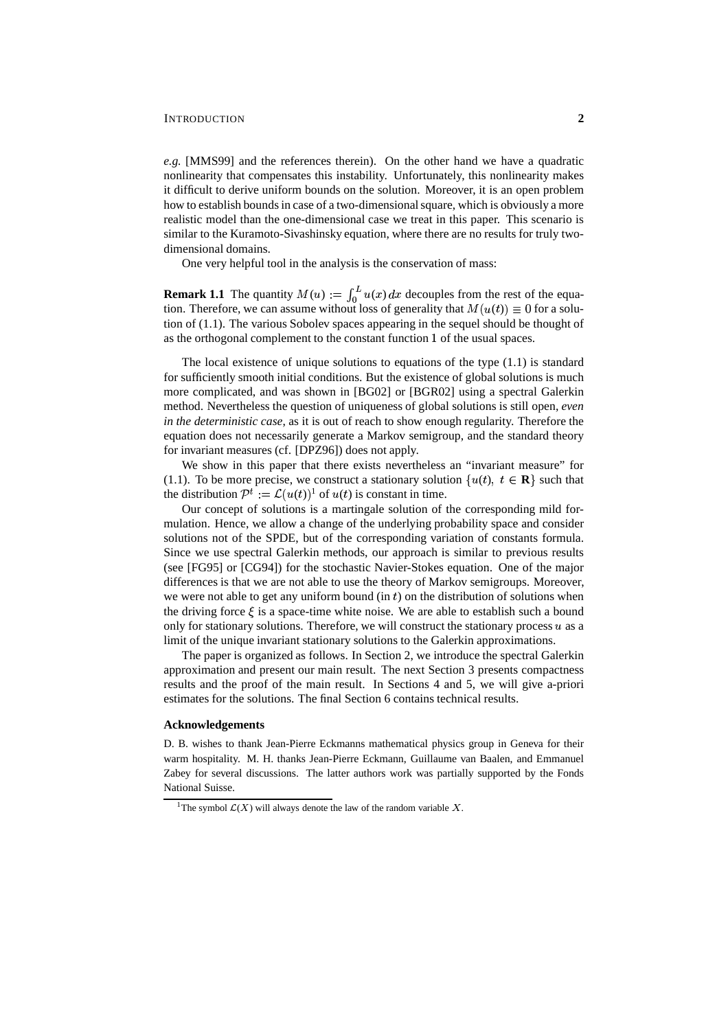*e.g.* [MMS99] and the references therein). On the other hand we have a quadratic nonlinearity that compensates this instability. Unfortunately, this nonlinearity makes it difficult to derive uniform bounds on the solution. Moreover, it is an open problem how to establish bounds in case of a two-dimensional square, which is obviously a more realistic model than the one-dimensional case we treat in this paper. This scenario is similar to the Kuramoto-Sivashinsky equation, where there are no results for truly two-dimensional domains.

One very helpful tool in the analysis is the conservation of mass:

**Remark 1.1** The quantity $M(u) := \int_0^L u(x)\,dx$ decouples from the rest of the equation. Therefore, we can assume without loss of generality that $M(u(t)) \equiv 0$ for a solution of (1.1). The various Sobolev spaces appearing in the sequel should be thought of as the orthogonal complement to the constant function 1 of the usual spaces.

The local existence of unique solutions to equations of the type (1.1) is standard for sufficiently smooth initial conditions. But the existence of global solutions is much more complicated, and was shown in [BG02] or [BGR02] using a spectral Galerkin method. Nevertheless the question of uniqueness of global solutions is still open, *even in the deterministic case*, as it is out of reach to show enough regularity. Therefore the equation does not necessarily generate a Markov semigroup, and the standard theory for invariant measures (cf. [DPZ96]) does not apply.

We show in this paper that there exists nevertheless an "invariant measure" for (1.1). To be more precise, we construct a stationary solution $\{u(t),\ t \in \mathbf{R}\}$ such that the distribution $\mathcal{P}^t := \mathcal{L}(u(t))$[1] of $u(t)$ is constant in time.

Our concept of solutions is a martingale solution of the corresponding mild formulation. Hence, we allow a change of the underlying probability space and consider solutions not of the SPDE, but of the corresponding variation of constants formula. Since we use spectral Galerkin methods, our approach is similar to previous results (see [FG95] or [CG94]) for the stochastic Navier-Stokes equation. One of the major differences is that we are not able to use the theory of Markov semigroups. Moreover, we were not able to get any uniform bound (in $t$) on the distribution of solutions when the driving force $\xi$ is a space-time white noise. We are able to establish such a bound only for stationary solutions. Therefore, we will construct the stationary process $u$ as a limit of the unique invariant stationary solutions to the Galerkin approximations.

The paper is organized as follows. In Section 2, we introduce the spectral Galerkin approximation and present our main result. The next Section 3 presents compactness results and the proof of the main result. In Sections 4 and 5, we will give a-priori estimates for the solutions. The final Section 6 contains technical results.

### Acknowledgements

D. B. wishes to thank Jean-Pierre Eckmanns mathematical physics group in Geneva for their warm hospitality. M. H. thanks Jean-Pierre Eckmann, Guillaume van Baalen, and Emmanuel Zabey for several discussions. The latter authors work was partially supported by the Fonds National Suisse.

---

[1] The symbol $\mathcal{L}(X)$ will always denote the law of the random variable $X$.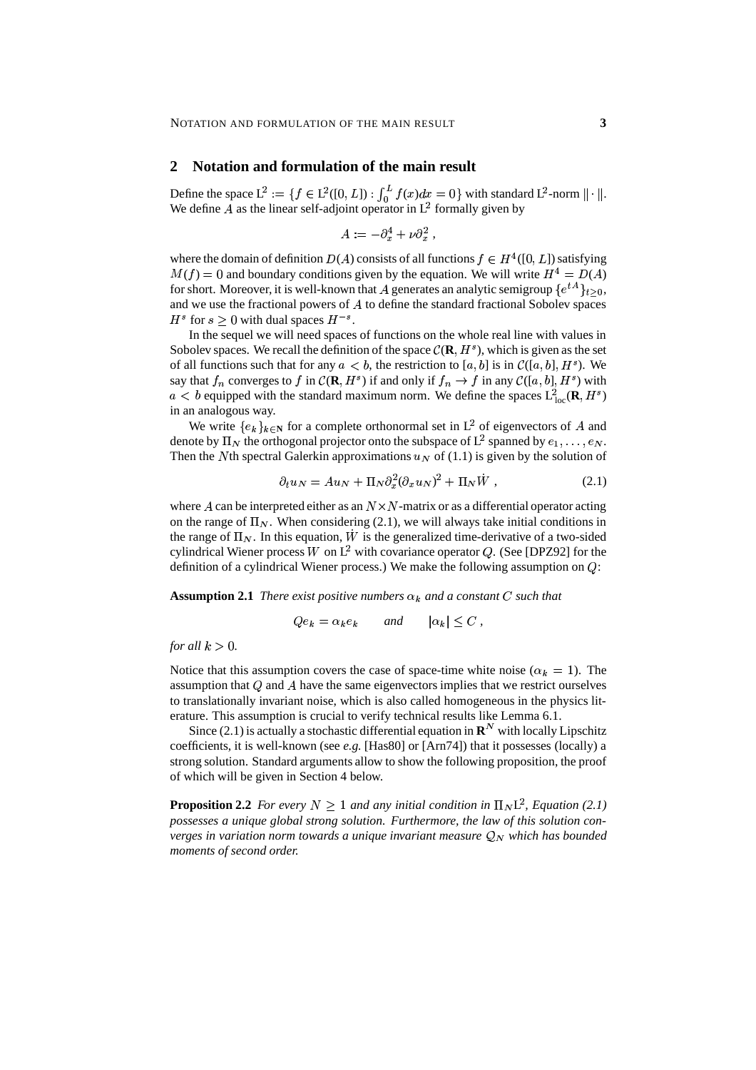## 2 Notation and formulation of the main result

Define the space $\mathrm{L}^2 := \{f \in \mathrm{L}^2([0,L]) : \int_0^L f(x)dx = 0\}$ with standard $\mathrm{L}^2$-norm $\|\cdot\|$. We define $A$ as the linear self-adjoint operator in $\mathrm{L}^2$ formally given by

$$A := -\partial_x^4 + \nu\partial_x^2 \;,$$

where the domain of definition $D(A)$ consists of all functions $f \in H^4([0,L])$ satisfying $M(f) = 0$ and boundary conditions given by the equation. We will write $H^4 = D(A)$ for short. Moreover, it is well-known that $A$ generates an analytic semigroup $\{e^{tA}\}_{t\geq 0}$, and we use the fractional powers of $A$ to define the standard fractional Sobolev spaces $H^s$ for $s \geq 0$ with dual spaces $H^{-s}$.

In the sequel we will need spaces of functions on the whole real line with values in Sobolev spaces. We recall the definition of the space $\mathcal{C}(\mathbf{R}, H^s)$, which is given as the set of all functions such that for any $a < b$, the restriction to $[a,b]$ is in $\mathcal{C}([a,b], H^s)$. We say that $f_n$ converges to $f$ in $\mathcal{C}(\mathbf{R}, H^s)$ if and only if $f_n \to f$ in any $\mathcal{C}([a,b], H^s)$ with $a < b$ equipped with the standard maximum norm. We define the spaces $\mathrm{L}^2_{\mathrm{loc}}(\mathbf{R}, H^s)$ in an analogous way.

We write $\{e_k\}_{k\in\mathbf{N}}$ for a complete orthonormal set in $\mathrm{L}^2$ of eigenvectors of $A$ and denote by $\Pi_N$ the orthogonal projector onto the subspace of $\mathrm{L}^2$ spanned by $e_1, \ldots, e_N$. Then the $N$th spectral Galerkin approximations $u_N$ of (1.1) is given by the solution of

$$\partial_t u_N = Au_N + \Pi_N\partial_x^2(\partial_x u_N)^2 + \Pi_N \dot{W} \;, \tag{2.1}$$

where $A$ can be interpreted either as an $N\times N$-matrix or as a differential operator acting on the range of $\Pi_N$. When considering (2.1), we will always take initial conditions in the range of $\Pi_N$. In this equation, $\dot{W}$ is the generalized time-derivative of a two-sided cylindrical Wiener process $W$ on $\mathrm{L}^2$ with covariance operator $Q$. (See [DPZ92] for the definition of a cylindrical Wiener process.) We make the following assumption on $Q$:

**Assumption 2.1** *There exist positive numbers $\alpha_k$ and a constant $C$ such that*

$$Qe_k = \alpha_k e_k \qquad \textit{and} \qquad |\alpha_k| \leq C \;,$$

*for all $k > 0$.*

Notice that this assumption covers the case of space-time white noise ($\alpha_k = 1$). The assumption that $Q$ and $A$ have the same eigenvectors implies that we restrict ourselves to translationally invariant noise, which is also called homogeneous in the physics literature. This assumption is crucial to verify technical results like Lemma 6.1.

Since (2.1) is actually a stochastic differential equation in $\mathbf{R}^N$ with locally Lipschitz coefficients, it is well-known (see *e.g.* [Has80] or [Arn74]) that it possesses (locally) a strong solution. Standard arguments allow to show the following proposition, the proof of which will be given in Section 4 below.

**Proposition 2.2** *For every $N \geq 1$ and any initial condition in $\Pi_N\mathrm{L}^2$, Equation (2.1) possesses a unique global strong solution. Furthermore, the law of this solution converges in variation norm towards a unique invariant measure $\mathcal{Q}_N$ which has bounded moments of second order.*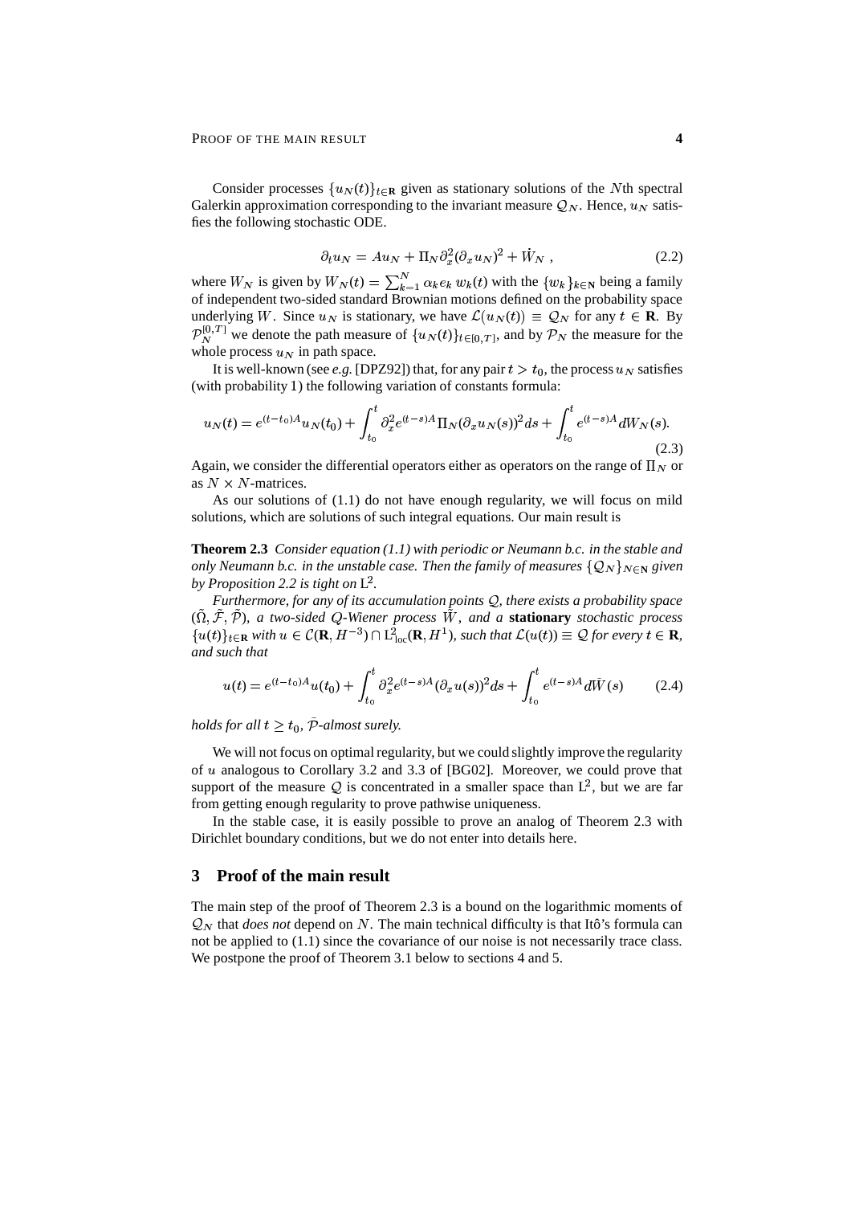Consider processes $\{u_N(t)\}_{t\in\mathbf{R}}$ given as stationary solutions of the $N$th spectral Galerkin approximation corresponding to the invariant measure $\mathcal{Q}_N$. Hence, $u_N$ satisfies the following stochastic ODE.

$$\partial_t u_N = Au_N + \Pi_N \partial_x^2 (\partial_x u_N)^2 + \dot{W}_N \;, \tag{2.2}$$

where $W_N$ is given by $W_N(t) = \sum_{k=1}^N \alpha_k e_k \, w_k(t)$ with the $\{w_k\}_{k\in\mathbf{N}}$ being a family of independent two-sided standard Brownian motions defined on the probability space underlying $W$. Since $u_N$ is stationary, we have $\mathcal{L}(u_N(t)) \equiv \mathcal{Q}_N$ for any $t \in \mathbf{R}$. By $\mathcal{P}_N^{[0,T]}$ we denote the path measure of $\{u_N(t)\}_{t\in[0,T]}$, and by $\mathcal{P}_N$ the measure for the whole process $u_N$ in path space.

It is well-known (see *e.g.* [DPZ92]) that, for any pair $t > t_0$, the process $u_N$ satisfies (with probability 1) the following variation of constants formula:

$$u_N(t) = e^{(t-t_0)A} u_N(t_0) + \int_{t_0}^t \partial_x^2 e^{(t-s)A} \Pi_N (\partial_x u_N(s))^2 ds + \int_{t_0}^t e^{(t-s)A} dW_N(s). \tag{2.3}$$

Again, we consider the differential operators either as operators on the range of $\Pi_N$ or as $N \times N$-matrices.

As our solutions of (1.1) do not have enough regularity, we will focus on mild solutions, which are solutions of such integral equations. Our main result is

**Theorem 2.3** *Consider equation (1.1) with periodic or Neumann b.c. in the stable and only Neumann b.c. in the unstable case. Then the family of measures $\{\mathcal{Q}_N\}_{N\in\mathbf{N}}$ given by Proposition 2.2 is tight on $\mathrm{L}^2$.*

*Furthermore, for any of its accumulation points $\mathcal{Q}$, there exists a probability space $(\tilde{\Omega}, \tilde{\mathcal{F}}, \tilde{\mathcal{P}})$, a two-sided $Q$-Wiener process $\tilde{W}$, and a* **stationary** *stochastic process $\{u(t)\}_{t\in\mathbf{R}}$ with $u \in \mathcal{C}(\mathbf{R}, H^{-3}) \cap \mathrm{L}^2_{\mathrm{loc}}(\mathbf{R}, H^1)$, such that $\mathcal{L}(u(t)) \equiv \mathcal{Q}$ for every $t \in \mathbf{R}$, and such that*

$$u(t) = e^{(t-t_0)A} u(t_0) + \int_{t_0}^t \partial_x^2 e^{(t-s)A} (\partial_x u(s))^2 ds + \int_{t_0}^t e^{(t-s)A} d\tilde{W}(s) \tag{2.4}$$

*holds for all $t \geq t_0$, $\tilde{\mathcal{P}}$-almost surely.*

We will not focus on optimal regularity, but we could slightly improve the regularity of $u$ analogous to Corollary 3.2 and 3.3 of [BG02]. Moreover, we could prove that support of the measure $\mathcal{Q}$ is concentrated in a smaller space than $\mathrm{L}^2$, but we are far from getting enough regularity to prove pathwise uniqueness.

In the stable case, it is easily possible to prove an analog of Theorem 2.3 with Dirichlet boundary conditions, but we do not enter into details here.

## 3 Proof of the main result

The main step of the proof of Theorem 2.3 is a bound on the logarithmic moments of $\mathcal{Q}_N$ that *does not* depend on $N$. The main technical difficulty is that Itô's formula can not be applied to (1.1) since the covariance of our noise is not necessarily trace class. We postpone the proof of Theorem 3.1 below to sections 4 and 5.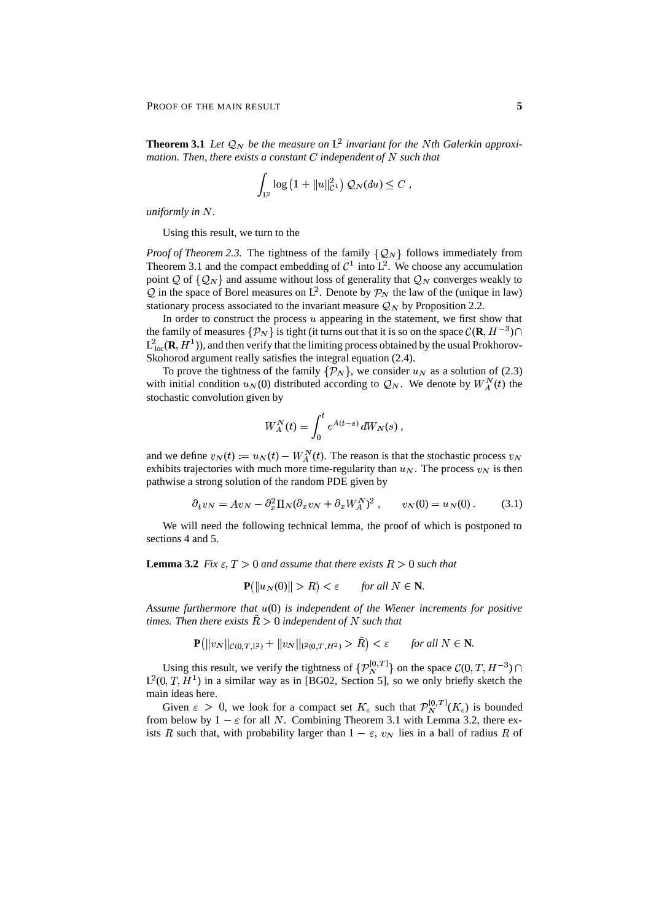**Theorem 3.1** *Let $\mathcal{Q}_N$ be the measure on $\mathrm{L}^2$ invariant for the $N$th Galerkin approximation. Then, there exists a constant $C$ independent of $N$ such that*

$$\int_{\mathrm{L}^2} \log\left(1 + \|u\|_{\mathcal{C}^1}^2\right) \mathcal{Q}_N(du) \le C\;,$$

*uniformly in $N$.*

Using this result, we turn to the

*Proof of Theorem 2.3.* The tightness of the family $\{\mathcal{Q}_N\}$ follows immediately from Theorem 3.1 and the compact embedding of $\mathcal{C}^1$ into $\mathrm{L}^2$. We choose any accumulation point $\mathcal{Q}$ of $\{\mathcal{Q}_N\}$ and assume without loss of generality that $\mathcal{Q}_N$ converges weakly to $\mathcal{Q}$ in the space of Borel measures on $\mathrm{L}^2$. Denote by $\mathcal{P}_N$ the law of the (unique in law) stationary process associated to the invariant measure $\mathcal{Q}_N$ by Proposition 2.2.

In order to construct the process $u$ appearing in the statement, we first show that the family of measures $\{\mathcal{P}_N\}$ is tight (it turns out that it is so on the space $\mathcal{C}(\mathbf{R}, H^{-3}) \cap \mathrm{L}^2_{\mathrm{loc}}(\mathbf{R}, H^1)$), and then verify that the limiting process obtained by the usual Prokhorov-Skohorod argument really satisfies the integral equation (2.4).

To prove the tightness of the family $\{\mathcal{P}_N\}$, we consider $u_N$ as a solution of (2.3) with initial condition $u_N(0)$ distributed according to $\mathcal{Q}_N$. We denote by $W_A^N(t)$ the stochastic convolution given by

$$W_A^N(t) = \int_0^t e^{A(t-s)}\, dW_N(s)\;,$$

and we define $v_N(t) := u_N(t) - W_A^N(t)$. The reason is that the stochastic process $v_N$ exhibits trajectories with much more time-regularity than $u_N$. The process $v_N$ is then pathwise a strong solution of the random PDE given by

$$\partial_t v_N = A v_N - \partial_x^2 \Pi_N (\partial_x v_N + \partial_x W_A^N)^2\;, \qquad v_N(0) = u_N(0)\,. \tag{3.1}$$

We will need the following technical lemma, the proof of which is postponed to sections 4 and 5.

**Lemma 3.2** *Fix $\varepsilon, T > 0$ and assume that there exists $R > 0$ such that*

$$\mathbf{P}(\|u_N(0)\| > R) < \varepsilon \qquad \text{for all } N \in \mathbf{N}.$$

*Assume furthermore that $u(0)$ is independent of the Wiener increments for positive times. Then there exists $\tilde{R} > 0$ independent of $N$ such that*

$$\mathbf{P}\big(\|v_N\|_{\mathcal{C}(0,T,\mathrm{L}^2)} + \|v_N\|_{\mathrm{L}^2(0,T,H^2)} > \tilde{R}\big) < \varepsilon \qquad \text{for all } N \in \mathbf{N}.$$

Using this result, we verify the tightness of $\{\mathcal{P}_N^{[0,T]}\}$ on the space $\mathcal{C}(0,T,H^{-3}) \cap \mathrm{L}^2(0,T,H^1)$ in a similar way as in [BG02, Section 5], so we only briefly sketch the main ideas here.

Given $\varepsilon > 0$, we look for a compact set $K_\varepsilon$ such that $\mathcal{P}_N^{[0,T]}(K_\varepsilon)$ is bounded from below by $1 - \varepsilon$ for all $N$. Combining Theorem 3.1 with Lemma 3.2, there exists $R$ such that, with probability larger than $1 - \varepsilon$, $v_N$ lies in a ball of radius $R$ of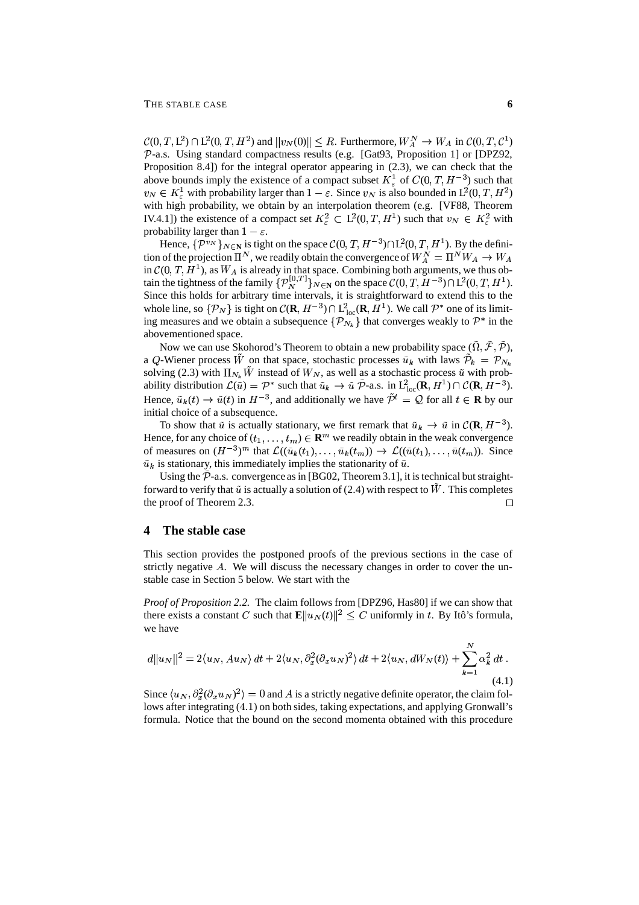$\mathcal{C}(0,T,\mathrm{L}^2) \cap \mathrm{L}^2(0,T,H^2)$ and $\|v_N(0)\| \le R$. Furthermore, $W_A^N \to W_A$ in $\mathcal{C}(0,T,\mathcal{C}^1)$ $\mathcal{P}$-a.s. Using standard compactness results (e.g. [Gat93, Proposition 1] or [DPZ92, Proposition 8.4]) for the integral operator appearing in (2.3), we can check that the above bounds imply the existence of a compact subset $K_\varepsilon^1$ of $C(0,T,H^{-3})$ such that $v_N \in K_\varepsilon^1$ with probability larger than $1-\varepsilon$. Since $v_N$ is also bounded in $\mathrm{L}^2(0,T,H^2)$ with high probability, we obtain by an interpolation theorem (e.g. [VF88, Theorem IV.4.1]) the existence of a compact set $K_\varepsilon^2 \subset \mathrm{L}^2(0,T,H^1)$ such that $v_N \in K_\varepsilon^2$ with probability larger than $1-\varepsilon$.

Hence, $\{\mathcal{P}^{v_N}\}_{N\in\mathbf{N}}$ is tight on the space $\mathcal{C}(0,T,H^{-3}) \cap \mathrm{L}^2(0,T,H^1)$. By the definition of the projection $\Pi^N$, we readily obtain the convergence of $W_A^N = \Pi^N W_A \to W_A$ in $\mathcal{C}(0,T,H^1)$, as $W_A$ is already in that space. Combining both arguments, we thus obtain the tightness of the family $\{\mathcal{P}_N^{[0,T]}\}_{N\in\mathbf{N}}$ on the space $\mathcal{C}(0,T,H^{-3}) \cap \mathrm{L}^2(0,T,H^1)$. Since this holds for arbitrary time intervals, it is straightforward to extend this to the whole line, so $\{\mathcal{P}_N\}$ is tight on $\mathcal{C}(\mathbf{R},H^{-3}) \cap \mathrm{L}^2_{\mathrm{loc}}(\mathbf{R},H^1)$. We call $\mathcal{P}^*$ one of its limiting measures and we obtain a subsequence $\{\mathcal{P}_{N_k}\}$ that converges weakly to $\mathcal{P}^*$ in the abovementioned space.

Now we can use Skohorod's Theorem to obtain a new probability space $(\tilde{\Omega},\tilde{\mathcal{F}},\tilde{\mathcal{P}})$, a $Q$-Wiener processes $\tilde{W}$ on that space, stochastic processes $\tilde{u}_k$ with laws $\tilde{\mathcal{P}}_k = \mathcal{P}_{N_k}$ solving (2.3) with $\Pi_{N_k}\tilde{W}$ instead of $W_N$, as well as a stochastic process $\tilde{u}$ with probability distribution $\mathcal{L}(\tilde{u}) = \mathcal{P}^*$ such that $\tilde{u}_k \to \tilde{u}$ $\tilde{\mathcal{P}}$-a.s. in $\mathrm{L}^2_{\mathrm{loc}}(\mathbf{R},H^1) \cap \mathcal{C}(\mathbf{R},H^{-3})$. Hence, $\tilde{u}_k(t) \to \tilde{u}(t)$ in $H^{-3}$, and additionally we have $\tilde{\mathcal{P}}^t = \mathcal{Q}$ for all $t \in \mathbf{R}$ by our initial choice of a subsequence.

To show that $\tilde{u}$ is actually stationary, we first remark that $\tilde{u}_k \to \tilde{u}$ in $\mathcal{C}(\mathbf{R},H^{-3})$. Hence, for any choice of $(t_1,\ldots,t_m) \in \mathbf{R}^m$ we readily obtain in the weak convergence of measures on $(H^{-3})^m$ that $\mathcal{L}((\tilde{u}_k(t_1),\ldots,\tilde{u}_k(t_m)) \to \mathcal{L}((\tilde{u}(t_1),\ldots,\tilde{u}(t_m))$. Since $\tilde{u}_k$ is stationary, this immediately implies the stationarity of $\tilde{u}$.

Using the $\tilde{\mathcal{P}}$-a.s. convergence as in [BG02, Theorem 3.1], it is technical but straightforward to verify that $\tilde{u}$ is actually a solution of (2.4) with respect to $\tilde{W}$. This completes the proof of Theorem 2.3. □

## 4 The stable case

This section provides the postponed proofs of the previous sections in the case of strictly negative $A$. We will discuss the necessary changes in order to cover the unstable case in Section 5 below. We start with the

*Proof of Proposition 2.2.* The claim follows from [DPZ96, Has80] if we can show that there exists a constant $C$ such that $\mathbf{E}\|u_N(t)\|^2 \le C$ uniformly in $t$. By Itô's formula, we have

$$d\|u_N\|^2 = 2\langle u_N, Au_N\rangle\,dt + 2\langle u_N, \partial_x^2(\partial_x u_N)^2\rangle\,dt + 2\langle u_N, dW_N(t)\rangle + \sum_{k=1}^N \alpha_k^2\,dt\,. \tag{4.1}$$

Since $\langle u_N, \partial_x^2(\partial_x u_N)^2\rangle = 0$ and $A$ is a strictly negative definite operator, the claim follows after integrating (4.1) on both sides, taking expectations, and applying Gronwall's formula. Notice that the bound on the second momenta obtained with this procedure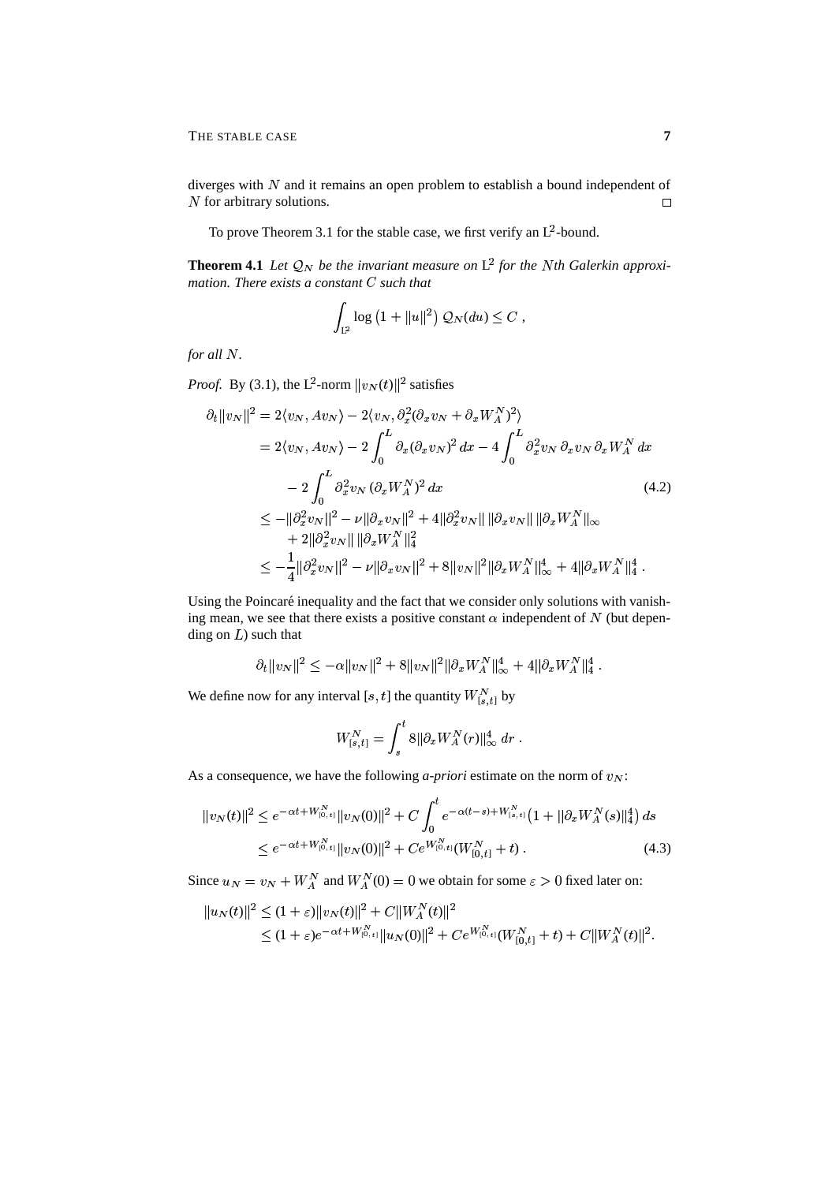diverges with $N$ and it remains an open problem to establish a bound independent of $N$ for arbitrary solutions. □

To prove Theorem 3.1 for the stable case, we first verify an $\mathrm{L}^2$-bound.

**Theorem 4.1** *Let $\mathcal{Q}_N$ be the invariant measure on $\mathrm{L}^2$ for the $N$th Galerkin approximation. There exists a constant $C$ such that*

$$
\int_{\mathrm{L}^2} \log\left(1 + \|u\|^2\right) \mathcal{Q}_N(du) \le C\;,
$$

*for all $N$.*

*Proof.* By (3.1), the $\mathrm{L}^2$-norm $\|v_N(t)\|^2$ satisfies

$$
\begin{aligned}
\partial_t \|v_N\|^2 &= 2\langle v_N, A v_N\rangle - 2\langle v_N, \partial_x^2(\partial_x v_N + \partial_x W_A^N)^2\rangle \\
&= 2\langle v_N, A v_N\rangle - 2\int_0^L \partial_x(\partial_x v_N)^2\,dx - 4\int_0^L \partial_x^2 v_N\,\partial_x v_N\,\partial_x W_A^N\,dx \\
&\quad - 2\int_0^L \partial_x^2 v_N\,(\partial_x W_A^N)^2\,dx \qquad\qquad (4.2)\\
&\le -\|\partial_x^2 v_N\|^2 - \nu\|\partial_x v_N\|^2 + 4\|\partial_x^2 v_N\|\,\|\partial_x v_N\|\,\|\partial_x W_A^N\|_\infty \\
&\quad + 2\|\partial_x^2 v_N\|\,\|\partial_x W_A^N\|_4^2 \\
&\le -\frac{1}{4}\|\partial_x^2 v_N\|^2 - \nu\|\partial_x v_N\|^2 + 8\|v_N\|^2\|\partial_x W_A^N\|_\infty^4 + 4\|\partial_x W_A^N\|_4^4\;.
\end{aligned}
$$

Using the Poincaré inequality and the fact that we consider only solutions with vanishing mean, we see that there exists a positive constant $\alpha$ independent of $N$ (but depending on $L$) such that

$$
\partial_t \|v_N\|^2 \le -\alpha\|v_N\|^2 + 8\|v_N\|^2\|\partial_x W_A^N\|_\infty^4 + 4\|\partial_x W_A^N\|_4^4\;.
$$

We define now for any interval $[s,t]$ the quantity $W_{[s,t]}^N$ by

$$
W_{[s,t]}^N = \int_s^t 8\|\partial_x W_A^N(r)\|_\infty^4\,dr\;.
$$

As a consequence, we have the following *a-priori* estimate on the norm of $v_N$:

$$
\begin{aligned}
\|v_N(t)\|^2 &\le e^{-\alpha t + W_{[0,t]}^N}\|v_N(0)\|^2 + C\int_0^t e^{-\alpha(t-s) + W_{[s,t]}^N}\left(1 + \|\partial_x W_A^N(s)\|_4^4\right)ds \\
&\le e^{-\alpha t + W_{[0,t]}^N}\|v_N(0)\|^2 + C e^{W_{[0,t]}^N}(W_{[0,t]}^N + t)\;. \qquad\qquad (4.3)
\end{aligned}
$$

Since $u_N = v_N + W_A^N$ and $W_A^N(0) = 0$ we obtain for some $\varepsilon > 0$ fixed later on:

$$
\begin{aligned}
\|u_N(t)\|^2 &\le (1+\varepsilon)\|v_N(t)\|^2 + C\|W_A^N(t)\|^2 \\
&\le (1+\varepsilon)e^{-\alpha t + W_{[0,t]}^N}\|u_N(0)\|^2 + C e^{W_{[0,t]}^N}(W_{[0,t]}^N + t) + C\|W_A^N(t)\|^2.
\end{aligned}
$$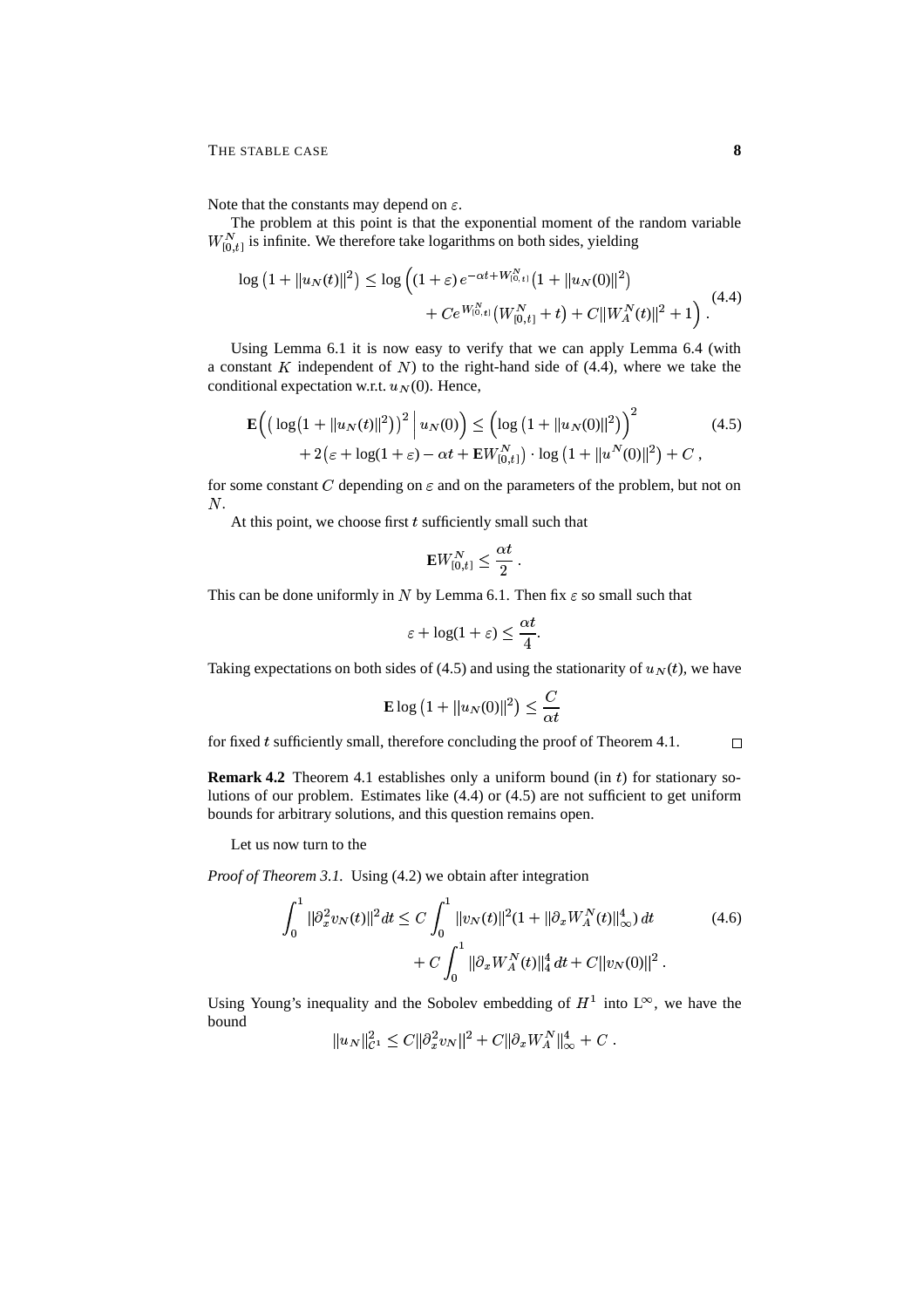Note that the constants may depend on $\varepsilon$.

The problem at this point is that the exponential moment of the random variable $W^N_{[0,t]}$ is infinite. We therefore take logarithms on both sides, yielding

$$
\begin{aligned}
\log\big(1+\|u_N(t)\|^2\big) \le \log\Big(&(1+\varepsilon)\, e^{-\alpha t + W^N_{[0,t]}}\big(1+\|u_N(0)\|^2\big) \\
&+ Ce^{W^N_{[0,t]}}\big(W^N_{[0,t]}+t\big) + C\|W^N_A(t)\|^2 + 1\Big)\,.
\end{aligned}
\tag{4.4}
$$

Using Lemma 6.1 it is now easy to verify that we can apply Lemma 6.4 (with a constant $K$ independent of $N$) to the right-hand side of (4.4), where we take the conditional expectation w.r.t. $u_N(0)$. Hence,

$$
\begin{aligned}
\mathbf{E}\Big(\big(\log\big(1+\|u_N(t)\|^2\big)\big)^2 \,\Big|\, u_N(0)\Big) &\le \Big(\log\big(1+\|u_N(0)\|^2\big)\Big)^2 \\
&+ 2\big(\varepsilon + \log(1+\varepsilon) - \alpha t + \mathbf{E}W^N_{[0,t]}\big)\cdot \log\big(1+\|u^N(0)\|^2\big) + C\,,
\end{aligned}
\tag{4.5}
$$

for some constant $C$ depending on $\varepsilon$ and on the parameters of the problem, but not on $N$.

At this point, we choose first $t$ sufficiently small such that

$$
\mathbf{E}W^N_{[0,t]} \le \frac{\alpha t}{2}\,.
$$

This can be done uniformly in $N$ by Lemma 6.1. Then fix $\varepsilon$ so small such that

$$
\varepsilon + \log(1+\varepsilon) \le \frac{\alpha t}{4}.
$$

Taking expectations on both sides of (4.5) and using the stationarity of $u_N(t)$, we have

$$
\mathbf{E}\log\big(1+\|u_N(0)\|^2\big) \le \frac{C}{\alpha t}
$$

for fixed $t$ sufficiently small, therefore concluding the proof of Theorem 4.1. $\square$

**Remark 4.2** Theorem 4.1 establishes only a uniform bound (in $t$) for stationary solutions of our problem. Estimates like (4.4) or (4.5) are not sufficient to get uniform bounds for arbitrary solutions, and this question remains open.

Let us now turn to the

*Proof of Theorem 3.1.* Using (4.2) we obtain after integration

$$
\begin{aligned}
\int_0^1 \|\partial_x^2 v_N(t)\|^2 dt \le C\int_0^1 &\|v_N(t)\|^2\big(1+\|\partial_x W^N_A(t)\|^4_\infty\big)\, dt \\
&+ C\int_0^1 \|\partial_x W^N_A(t)\|^4_4\, dt + C\|v_N(0)\|^2\,.
\end{aligned}
\tag{4.6}
$$

Using Young's inequality and the Sobolev embedding of $H^1$ into $L^\infty$, we have the bound

$$
\|u_N\|^2_{C^1} \le C\|\partial_x^2 v_N\|^2 + C\|\partial_x W^N_A\|^4_\infty + C\,.
$$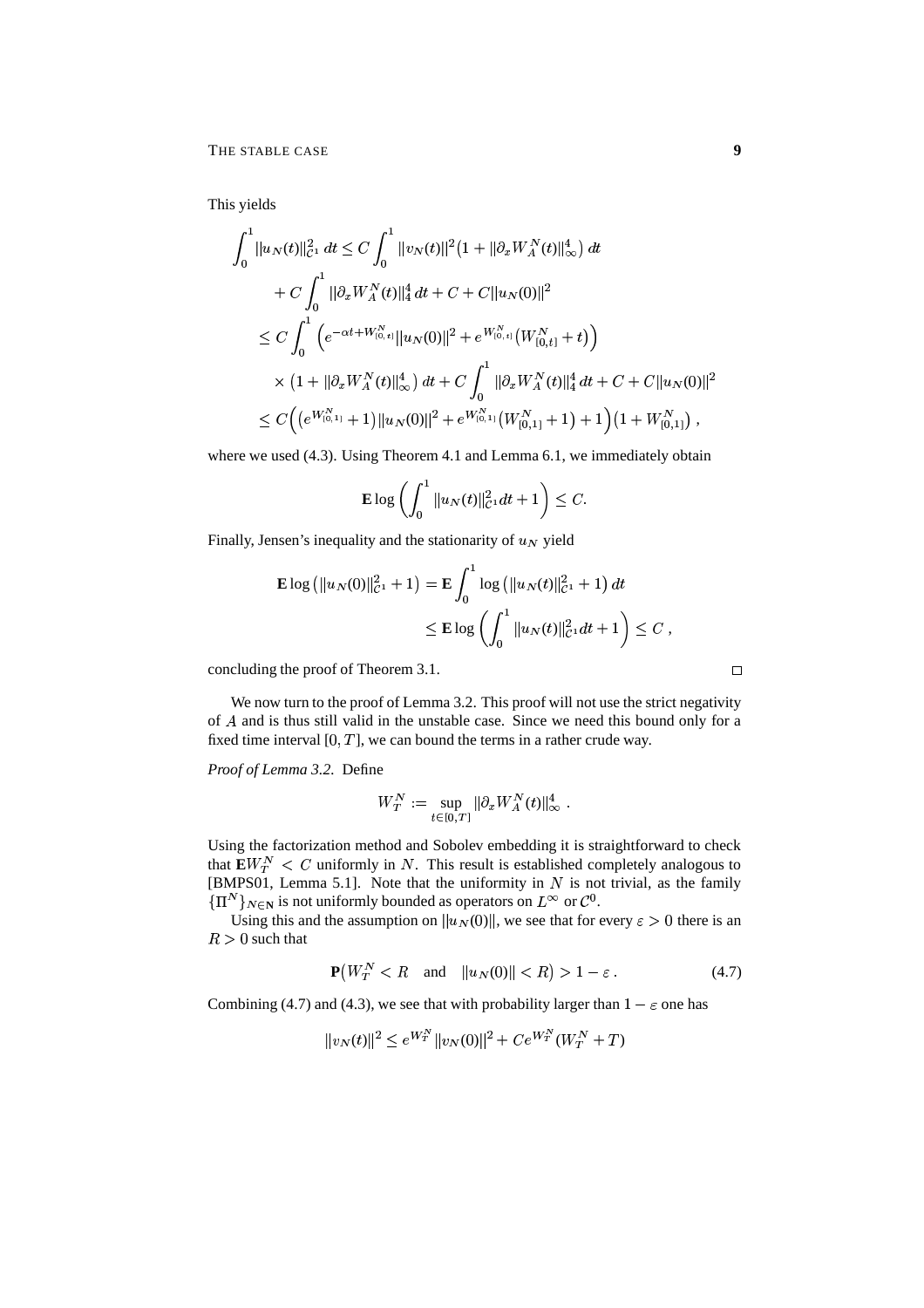This yields

$$
\begin{aligned}
\int_0^1 \|u_N(t)\|_{\mathcal{C}^1}^2 \, dt &\le C \int_0^1 \|v_N(t)\|^2 \big(1 + \|\partial_x W_A^N(t)\|_\infty^4\big) \, dt \\
&\quad + C \int_0^1 \|\partial_x W_A^N(t)\|_4^4 \, dt + C + C \|u_N(0)\|^2 \\
&\le C \int_0^1 \Big( e^{-\alpha t + W_{[0,t]}^N} \|u_N(0)\|^2 + e^{W_{[0,t]}^N} \big(W_{[0,t]}^N + t\big) \Big) \\
&\quad \times \big(1 + \|\partial_x W_A^N(t)\|_\infty^4\big) \, dt + C \int_0^1 \|\partial_x W_A^N(t)\|_4^4 \, dt + C + C \|u_N(0)\|^2 \\
&\le C \Big( \big(e^{W_{[0,1]}^N} + 1\big) \|u_N(0)\|^2 + e^{W_{[0,1]}^N} \big(W_{[0,1]}^N + 1\big) + 1 \Big) \big(1 + W_{[0,1]}^N\big) \;,
\end{aligned}
$$

where we used (4.3). Using Theorem 4.1 and Lemma 6.1, we immediately obtain

$$
\mathbf{E} \log \left( \int_0^1 \|u_N(t)\|_{\mathcal{C}^1}^2 dt + 1 \right) \le C.
$$

Finally, Jensen's inequality and the stationarity of $u_N$ yield

$$
\begin{aligned}
\mathbf{E} \log \big( \|u_N(0)\|_{\mathcal{C}^1}^2 + 1 \big) &= \mathbf{E} \int_0^1 \log \big( \|u_N(t)\|_{\mathcal{C}^1}^2 + 1 \big) \, dt \\
&\le \mathbf{E} \log \left( \int_0^1 \|u_N(t)\|_{\mathcal{C}^1}^2 dt + 1 \right) \le C \;,
\end{aligned}
$$

concluding the proof of Theorem 3.1. □

We now turn to the proof of Lemma 3.2. This proof will not use the strict negativity of $A$ and is thus still valid in the unstable case. Since we need this bound only for a fixed time interval $[0, T]$, we can bound the terms in a rather crude way.

*Proof of Lemma 3.2.* Define

$$
W_T^N := \sup_{t \in [0,T]} \|\partial_x W_A^N(t)\|_\infty^4 \;.
$$

Using the factorization method and Sobolev embedding it is straightforward to check that $\mathbf{E} W_T^N < C$ uniformly in $N$. This result is established completely analogous to [BMPS01, Lemma 5.1]. Note that the uniformity in $N$ is not trivial, as the family $\{\Pi^N\}_{N \in \mathbf{N}}$ is not uniformly bounded as operators on $L^\infty$ or $\mathcal{C}^0$.

Using this and the assumption on $\|u_N(0)\|$, we see that for every $\varepsilon > 0$ there is an $R > 0$ such that

$$
\mathbf{P}\big( W_T^N < R \quad \text{and} \quad \|u_N(0)\| < R \big) > 1 - \varepsilon \,. \tag{4.7}
$$

Combining (4.7) and (4.3), we see that with probability larger than $1 - \varepsilon$ one has

$$
\|v_N(t)\|^2 \le e^{W_T^N} \|v_N(0)\|^2 + C e^{W_T^N} (W_T^N + T)
$$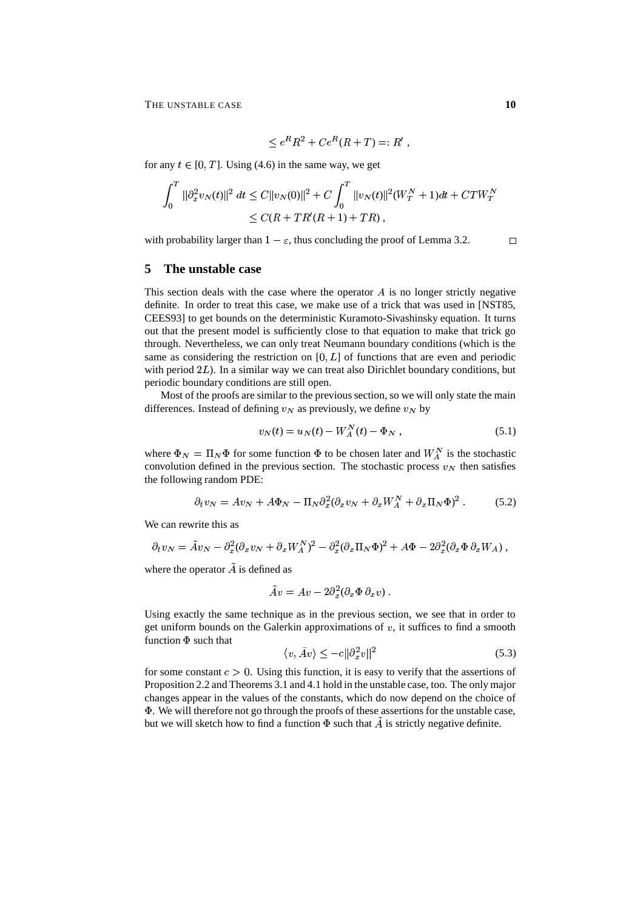$$\leq e^R R^2 + Ce^R(R+T) =: R' \;,$$

for any $t \in [0,T]$. Using (4.6) in the same way, we get

$$\begin{aligned}\int_0^T \|\partial_x^2 v_N(t)\|^2 \, dt &\leq C\|v_N(0)\|^2 + C\int_0^T \|v_N(t)\|^2 (W_T^N + 1) dt + CTW_T^N \\ &\leq C(R + TR'(R+1) + TR) \;,\end{aligned}$$

with probability larger than $1-\varepsilon$, thus concluding the proof of Lemma 3.2. □

## 5 The unstable case

This section deals with the case where the operator $A$ is no longer strictly negative definite. In order to treat this case, we make use of a trick that was used in [NST85, CEES93] to get bounds on the deterministic Kuramoto-Sivashinsky equation. It turns out that the present model is sufficiently close to that equation to make that trick go through. Nevertheless, we can only treat Neumann boundary conditions (which is the same as considering the restriction on $[0,L]$ of functions that are even and periodic with period $2L$). In a similar way we can treat also Dirichlet boundary conditions, but periodic boundary conditions are still open.

Most of the proofs are similar to the previous section, so we will only state the main differences. Instead of defining $v_N$ as previously, we define $v_N$ by

$$v_N(t) = u_N(t) - W_A^N(t) - \Phi_N \;, \tag{5.1}$$

where $\Phi_N = \Pi_N \Phi$ for some function $\Phi$ to be chosen later and $W_A^N$ is the stochastic convolution defined in the previous section. The stochastic process $v_N$ then satisfies the following random PDE:

$$\partial_t v_N = Av_N + A\Phi_N - \Pi_N \partial_x^2 (\partial_x v_N + \partial_x W_A^N + \partial_x \Pi_N \Phi)^2 \;. \tag{5.2}$$

We can rewrite this as

$$\partial_t v_N = \tilde{A} v_N - \partial_x^2 (\partial_x v_N + \partial_x W_A^N)^2 - \partial_x^2 (\partial_x \Pi_N \Phi)^2 + A\Phi - 2\partial_x^2 (\partial_x \Phi \, \partial_x W_A) \;,$$

where the operator $\tilde{A}$ is defined as

$$\tilde{A} v = Av - 2\partial_x^2 (\partial_x \Phi \, \partial_x v) \;.$$

Using exactly the same technique as in the previous section, we see that in order to get uniform bounds on the Galerkin approximations of $v$, it suffices to find a smooth function $\Phi$ such that

$$\langle v, \tilde{A} v \rangle \leq -c\|\partial_x^2 v\|^2 \tag{5.3}$$

for some constant $c > 0$. Using this function, it is easy to verify that the assertions of Proposition 2.2 and Theorems 3.1 and 4.1 hold in the unstable case, too. The only major changes appear in the values of the constants, which do now depend on the choice of $\Phi$. We will therefore not go through the proofs of these assertions for the unstable case, but we will sketch how to find a function $\Phi$ such that $\tilde{A}$ is strictly negative definite.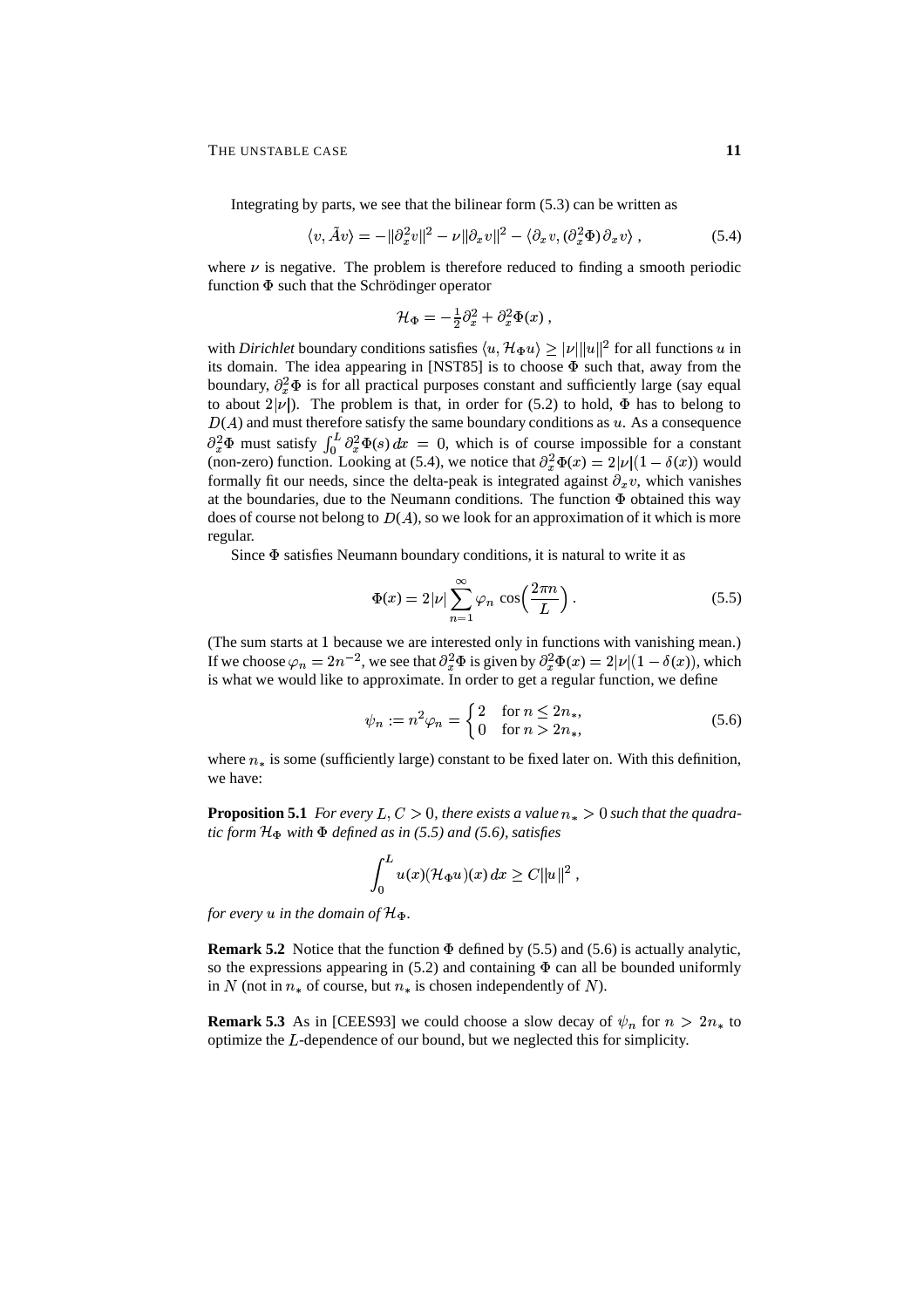Integrating by parts, we see that the bilinear form (5.3) can be written as

$$\langle v, \tilde{A}v\rangle = -\|\partial_x^2 v\|^2 - \nu\|\partial_x v\|^2 - \langle \partial_x v, (\partial_x^2 \Phi)\,\partial_x v\rangle\;, \tag{5.4}$$

where $\nu$ is negative. The problem is therefore reduced to finding a smooth periodic function $\Phi$ such that the Schrödinger operator

$$\mathcal{H}_\Phi = -\tfrac{1}{2}\partial_x^2 + \partial_x^2\Phi(x)\;,$$

with *Dirichlet* boundary conditions satisfies $\langle u, \mathcal{H}_\Phi u\rangle \geq |\nu|\|u\|^2$ for all functions $u$ in its domain. The idea appearing in [NST85] is to choose $\Phi$ such that, away from the boundary, $\partial_x^2\Phi$ is for all practical purposes constant and sufficiently large (say equal to about $2|\nu|$). The problem is that, in order for (5.2) to hold, $\Phi$ has to belong to $D(A)$ and must therefore satisfy the same boundary conditions as $u$. As a consequence $\partial_x^2\Phi$ must satisfy $\int_0^L \partial_x^2\Phi(s)\,dx = 0$, which is of course impossible for a constant (non-zero) function. Looking at (5.4), we notice that $\partial_x^2\Phi(x) = 2|\nu|(1-\delta(x))$ would formally fit our needs, since the delta-peak is integrated against $\partial_x v$, which vanishes at the boundaries, due to the Neumann conditions. The function $\Phi$ obtained this way does of course not belong to $D(A)$, so we look for an approximation of it which is more regular.

Since $\Phi$ satisfies Neumann boundary conditions, it is natural to write it as

$$\Phi(x) = 2|\nu|\sum_{n=1}^{\infty}\varphi_n\,\cos\Bigl(\frac{2\pi n}{L}\Bigr)\,. \tag{5.5}$$

(The sum starts at 1 because we are interested only in functions with vanishing mean.) If we choose $\varphi_n = 2n^{-2}$, we see that $\partial_x^2\Phi$ is given by $\partial_x^2\Phi(x) = 2|\nu|(1-\delta(x))$, which is what we would like to approximate. In order to get a regular function, we define

$$\psi_n := n^2\varphi_n = \begin{cases} 2 & \text{for } n \leq 2n_*,\\ 0 & \text{for } n > 2n_*,\end{cases} \tag{5.6}$$

where $n_*$ is some (sufficiently large) constant to be fixed later on. With this definition, we have:

**Proposition 5.1** *For every $L, C > 0$, there exists a value $n_* > 0$ such that the quadratic form $\mathcal{H}_\Phi$ with $\Phi$ defined as in (5.5) and (5.6), satisfies*

$$\int_0^L u(x)(\mathcal{H}_\Phi u)(x)\,dx \geq C\|u\|^2\;,$$

*for every $u$ in the domain of $\mathcal{H}_\Phi$.*

**Remark 5.2** Notice that the function $\Phi$ defined by (5.5) and (5.6) is actually analytic, so the expressions appearing in (5.2) and containing $\Phi$ can all be bounded uniformly in $N$ (not in $n_*$ of course, but $n_*$ is chosen independently of $N$).

**Remark 5.3** As in [CEES93] we could choose a slow decay of $\psi_n$ for $n > 2n_*$ to optimize the $L$-dependence of our bound, but we neglected this for simplicity.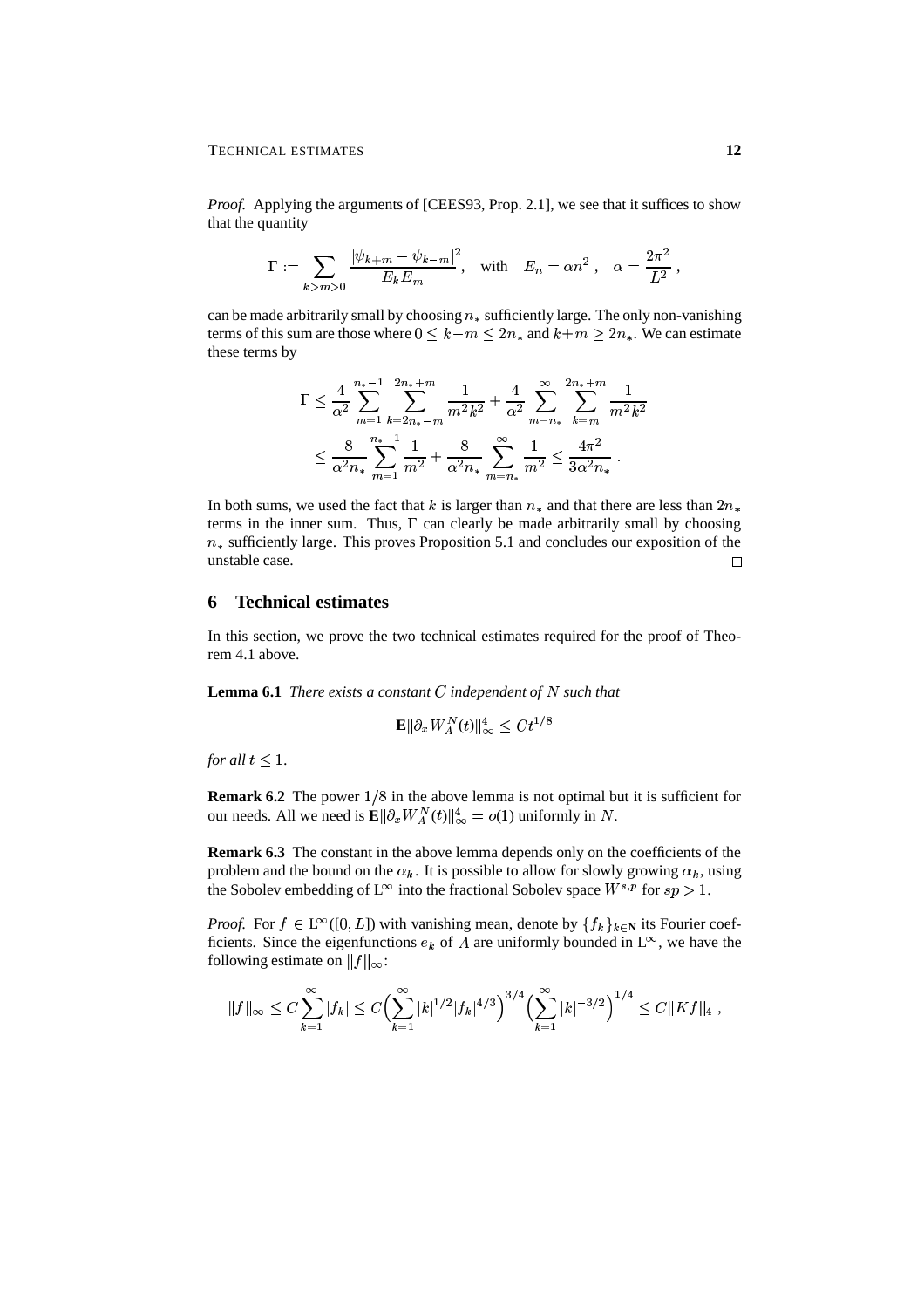*Proof.* Applying the arguments of [CEES93, Prop. 2.1], we see that it suffices to show that the quantity

$$\Gamma := \sum_{k>m>0} \frac{|\psi_{k+m} - \psi_{k-m}|^2}{E_k E_m}, \quad \text{with} \quad E_n = \alpha n^2 , \quad \alpha = \frac{2\pi^2}{L^2} ,$$

can be made arbitrarily small by choosing $n_*$ sufficiently large. The only non-vanishing terms of this sum are those where $0 \le k-m \le 2n_*$ and $k+m \ge 2n_*$. We can estimate these terms by

$$\begin{aligned} \Gamma &\le \frac{4}{\alpha^2} \sum_{m=1}^{n_*-1} \sum_{k=2n_*-m}^{2n_*+m} \frac{1}{m^2 k^2} + \frac{4}{\alpha^2} \sum_{m=n_*}^{\infty} \sum_{k=m}^{2n_*+m} \frac{1}{m^2 k^2} \\ &\le \frac{8}{\alpha^2 n_*} \sum_{m=1}^{n_*-1} \frac{1}{m^2} + \frac{8}{\alpha^2 n_*} \sum_{m=n_*}^{\infty} \frac{1}{m^2} \le \frac{4\pi^2}{3\alpha^2 n_*} . \end{aligned}$$

In both sums, we used the fact that $k$ is larger than $n_*$ and that there are less than $2n_*$ terms in the inner sum. Thus, $\Gamma$ can clearly be made arbitrarily small by choosing $n_*$ sufficiently large. This proves Proposition 5.1 and concludes our exposition of the unstable case. □

## 6 Technical estimates

In this section, we prove the two technical estimates required for the proof of Theorem 4.1 above.

**Lemma 6.1** *There exists a constant $C$ independent of $N$ such that*

$$\mathbf{E}\|\partial_x W_A^N(t)\|_\infty^4 \le C t^{1/8}$$

*for all $t \le 1$.*

**Remark 6.2** The power $1/8$ in the above lemma is not optimal but it is sufficient for our needs. All we need is $\mathbf{E}\|\partial_x W_A^N(t)\|_\infty^4 = o(1)$ uniformly in $N$.

**Remark 6.3** The constant in the above lemma depends only on the coefficients of the problem and the bound on the $\alpha_k$. It is possible to allow for slowly growing $\alpha_k$, using the Sobolev embedding of $\mathrm{L}^\infty$ into the fractional Sobolev space $W^{s,p}$ for $sp > 1$.

*Proof.* For $f \in \mathrm{L}^\infty([0,L])$ with vanishing mean, denote by $\{f_k\}_{k\in\mathbf{N}}$ its Fourier coefficients. Since the eigenfunctions $e_k$ of $A$ are uniformly bounded in $\mathrm{L}^\infty$, we have the following estimate on $\|f\|_\infty$:

$$\|f\|_\infty \le C \sum_{k=1}^{\infty} |f_k| \le C\Big(\sum_{k=1}^{\infty} |k|^{1/2} |f_k|^{4/3}\Big)^{3/4} \Big(\sum_{k=1}^{\infty} |k|^{-3/2}\Big)^{1/4} \le C\|Kf\|_4 ,$$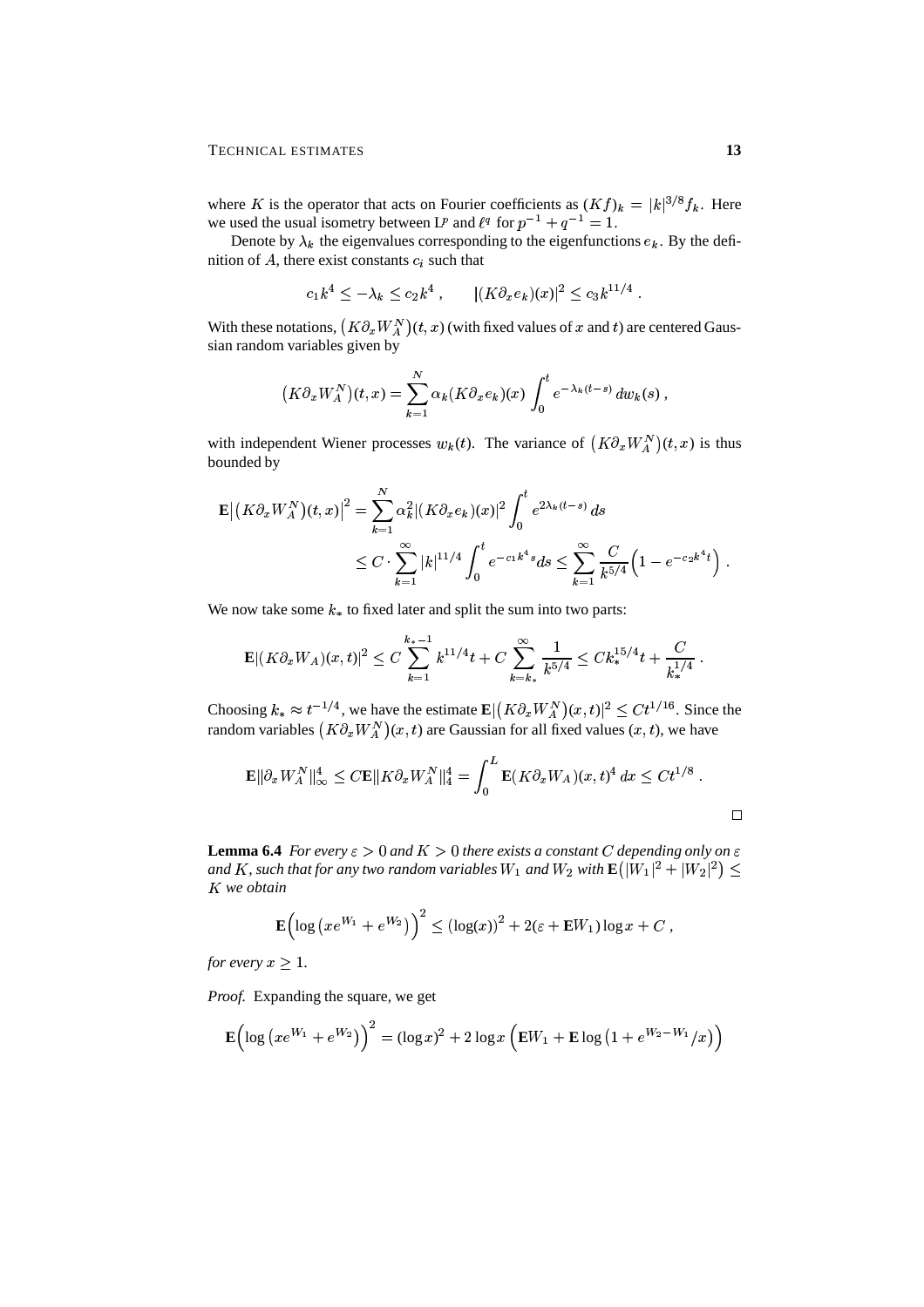where $K$ is the operator that acts on Fourier coefficients as $(Kf)_k = |k|^{3/8} f_k$. Here we used the usual isometry between $\mathrm{L}^p$ and $\ell^q$ for $p^{-1} + q^{-1} = 1$.

Denote by $\lambda_k$ the eigenvalues corresponding to the eigenfunctions $e_k$. By the definition of $A$, there exist constants $c_i$ such that

$$
c_1 k^4 \le -\lambda_k \le c_2 k^4 \;, \qquad |(K\partial_x e_k)(x)|^2 \le c_3 k^{11/4} \;.
$$

With these notations, $\big(K\partial_x W_A^N\big)(t,x)$ (with fixed values of $x$ and $t$) are centered Gaussian random variables given by

$$
\big(K\partial_x W_A^N\big)(t,x) = \sum_{k=1}^N \alpha_k (K\partial_x e_k)(x) \int_0^t e^{-\lambda_k (t-s)}\, dw_k(s) \;,
$$

with independent Wiener processes $w_k(t)$. The variance of $\big(K\partial_x W_A^N\big)(t,x)$ is thus bounded by

$$
\begin{aligned}
\mathbf{E}\big|\big(K\partial_x W_A^N\big)(t,x)\big|^2 &= \sum_{k=1}^N \alpha_k^2 |(K\partial_x e_k)(x)|^2 \int_0^t e^{2\lambda_k (t-s)}\, ds \\
&\le C \cdot \sum_{k=1}^\infty |k|^{11/4} \int_0^t e^{-c_1 k^4 s} ds \le \sum_{k=1}^\infty \frac{C}{k^{5/4}} \Big(1 - e^{-c_2 k^4 t}\Big) \;.
\end{aligned}
$$

We now take some $k_*$ to fixed later and split the sum into two parts:

$$
\mathbf{E}|(K\partial_x W_A)(x,t)|^2 \le C \sum_{k=1}^{k_*-1} k^{11/4} t + C \sum_{k=k_*}^\infty \frac{1}{k^{5/4}} \le C k_*^{15/4} t + \frac{C}{k_*^{1/4}} \;.
$$

Choosing $k_* \approx t^{-1/4}$, we have the estimate $\mathbf{E}\big|\big(K\partial_x W_A^N\big)(x,t)|^2 \le C t^{1/16}$. Since the random variables $\big(K\partial_x W_A^N\big)(x,t)$ are Gaussian for all fixed values $(x,t)$, we have

$$
\mathbf{E}\|\partial_x W_A^N\|_\infty^4 \le C\mathbf{E}\|K\partial_x W_A^N\|_4^4 = \int_0^L \mathbf{E}(K\partial_x W_A)(x,t)^4\, dx \le C t^{1/8} \;.
$$

$\square$

**Lemma 6.4** *For every $\varepsilon > 0$ and $K > 0$ there exists a constant $C$ depending only on $\varepsilon$ and $K$, such that for any two random variables $W_1$ and $W_2$ with $\mathbf{E}\big(|W_1|^2 + |W_2|^2\big) \le K$ we obtain*

$$
\mathbf{E}\Big(\log\big(xe^{W_1} + e^{W_2}\big)\Big)^2 \le (\log(x))^2 + 2(\varepsilon + \mathbf{E}W_1)\log x + C \;,
$$

*for every $x \ge 1$.*

*Proof.* Expanding the square, we get

$$
\mathbf{E}\Big(\log\big(xe^{W_1} + e^{W_2}\big)\Big)^2 = (\log x)^2 + 2\log x\,\Big(\mathbf{E}W_1 + \mathbf{E}\log\big(1 + e^{W_2 - W_1}/x\big)\Big)
$$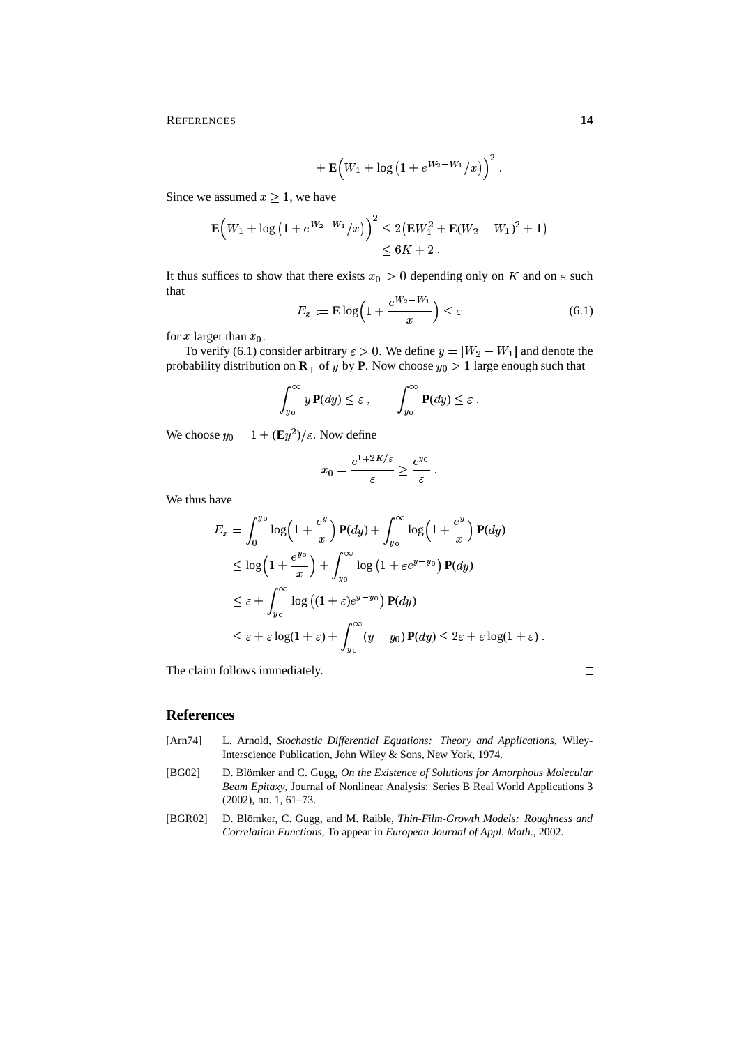$$+ \mathbf{E}\Big(W_1 + \log\big(1 + e^{W_2 - W_1}/x\big)\Big)^2 .$$

Since we assumed $x \geq 1$, we have

$$\begin{aligned}
\mathbf{E}\Big(W_1 + \log\big(1 + e^{W_2 - W_1}/x\big)\Big)^2 &\leq 2\big(\mathbf{E}W_1^2 + \mathbf{E}(W_2 - W_1)^2 + 1\big) \\
&\leq 6K + 2 .
\end{aligned}$$

It thus suffices to show that there exists $x_0 > 0$ depending only on $K$ and on $\varepsilon$ such that

$$E_x := \mathbf{E}\log\Big(1 + \frac{e^{W_2 - W_1}}{x}\Big) \leq \varepsilon \tag{6.1}$$

for $x$ larger than $x_0$.

To verify (6.1) consider arbitrary $\varepsilon > 0$. We define $y = |W_2 - W_1|$ and denote the probability distribution on $\mathbf{R}_+$ of $y$ by $\mathbf{P}$. Now choose $y_0 > 1$ large enough such that

$$\int_{y_0}^{\infty} y\,\mathbf{P}(dy) \leq \varepsilon\;, \qquad \int_{y_0}^{\infty} \mathbf{P}(dy) \leq \varepsilon\;.$$

We choose $y_0 = 1 + (\mathbf{E}y^2)/\varepsilon$. Now define

$$x_0 = \frac{e^{1+2K/\varepsilon}}{\varepsilon} \geq \frac{e^{y_0}}{\varepsilon}\;.$$

We thus have

$$\begin{aligned}
E_x &= \int_0^{y_0} \log\Big(1 + \frac{e^y}{x}\Big)\,\mathbf{P}(dy) + \int_{y_0}^{\infty} \log\Big(1 + \frac{e^y}{x}\Big)\,\mathbf{P}(dy) \\
&\leq \log\Big(1 + \frac{e^{y_0}}{x}\Big) + \int_{y_0}^{\infty} \log\big(1 + \varepsilon e^{y - y_0}\big)\,\mathbf{P}(dy) \\
&\leq \varepsilon + \int_{y_0}^{\infty} \log\big((1+\varepsilon)e^{y-y_0}\big)\,\mathbf{P}(dy) \\
&\leq \varepsilon + \varepsilon\log(1+\varepsilon) + \int_{y_0}^{\infty} (y - y_0)\,\mathbf{P}(dy) \leq 2\varepsilon + \varepsilon\log(1+\varepsilon)\;.
\end{aligned}$$

The claim follows immediately. □

## References

[Arn74] L. Arnold, *Stochastic Differential Equations: Theory and Applications*, Wiley-Interscience Publication, John Wiley & Sons, New York, 1974.

[BG02] D. Blömker and C. Gugg, *On the Existence of Solutions for Amorphous Molecular Beam Epitaxy*, Journal of Nonlinear Analysis: Series B Real World Applications **3** (2002), no. 1, 61–73.

[BGR02] D. Blömker, C. Gugg, and M. Raible, *Thin-Film-Growth Models: Roughness and Correlation Functions*, To appear in *European Journal of Appl. Math.*, 2002.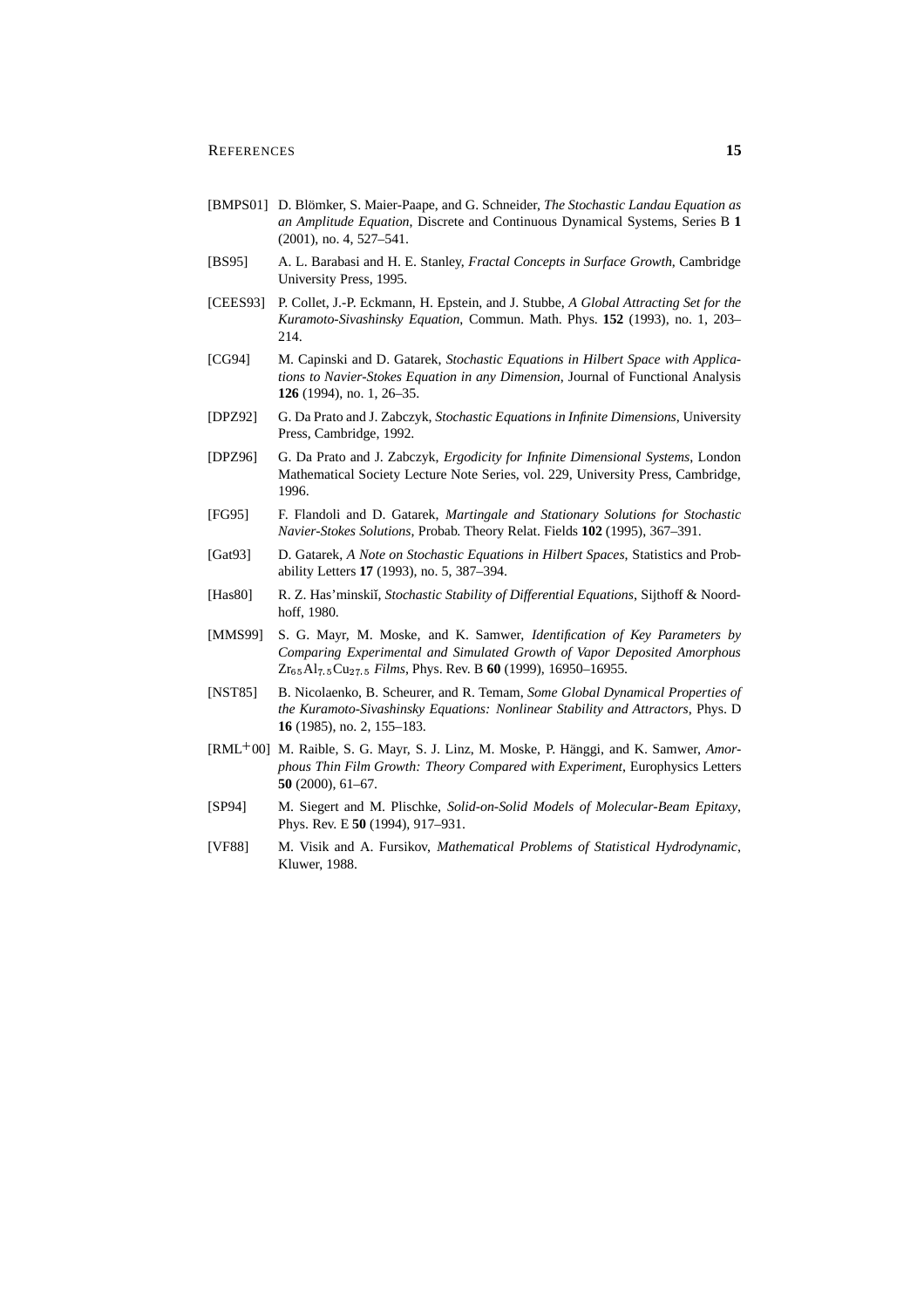[BMPS01] D. Blömker, S. Maier-Paape, and G. Schneider, *The Stochastic Landau Equation as an Amplitude Equation*, Discrete and Continuous Dynamical Systems, Series B **1** (2001), no. 4, 527–541.

[BS95] A. L. Barabasi and H. E. Stanley, *Fractal Concepts in Surface Growth*, Cambridge University Press, 1995.

[CEES93] P. Collet, J.-P. Eckmann, H. Epstein, and J. Stubbe, *A Global Attracting Set for the Kuramoto-Sivashinsky Equation*, Commun. Math. Phys. **152** (1993), no. 1, 203–214.

[CG94] M. Capinski and D. Gatarek, *Stochastic Equations in Hilbert Space with Applications to Navier-Stokes Equation in any Dimension*, Journal of Functional Analysis **126** (1994), no. 1, 26–35.

[DPZ92] G. Da Prato and J. Zabczyk, *Stochastic Equations in Infinite Dimensions*, University Press, Cambridge, 1992.

[DPZ96] G. Da Prato and J. Zabczyk, *Ergodicity for Infinite Dimensional Systems*, London Mathematical Society Lecture Note Series, vol. 229, University Press, Cambridge, 1996.

[FG95] F. Flandoli and D. Gatarek, *Martingale and Stationary Solutions for Stochastic Navier-Stokes Solutions*, Probab. Theory Relat. Fields **102** (1995), 367–391.

[Gat93] D. Gatarek, *A Note on Stochastic Equations in Hilbert Spaces*, Statistics and Probability Letters **17** (1993), no. 5, 387–394.

[Has80] R. Z. Has'minskiĭ, *Stochastic Stability of Differential Equations*, Sijthoff & Noordhoff, 1980.

[MMS99] S. G. Mayr, M. Moske, and K. Samwer, *Identification of Key Parameters by Comparing Experimental and Simulated Growth of Vapor Deposited Amorphous* $Zr_{65}Al_{7.5}Cu_{27.5}$ *Films*, Phys. Rev. B **60** (1999), 16950–16955.

[NST85] B. Nicolaenko, B. Scheurer, and R. Temam, *Some Global Dynamical Properties of the Kuramoto-Sivashinsky Equations: Nonlinear Stability and Attractors*, Phys. D **16** (1985), no. 2, 155–183.

[RML+00] M. Raible, S. G. Mayr, S. J. Linz, M. Moske, P. Hänggi, and K. Samwer, *Amorphous Thin Film Growth: Theory Compared with Experiment*, Europhysics Letters **50** (2000), 61–67.

[SP94] M. Siegert and M. Plischke, *Solid-on-Solid Models of Molecular-Beam Epitaxy*, Phys. Rev. E **50** (1994), 917–931.

[VF88] M. Visik and A. Fursikov, *Mathematical Problems of Statistical Hydrodynamic*, Kluwer, 1988.